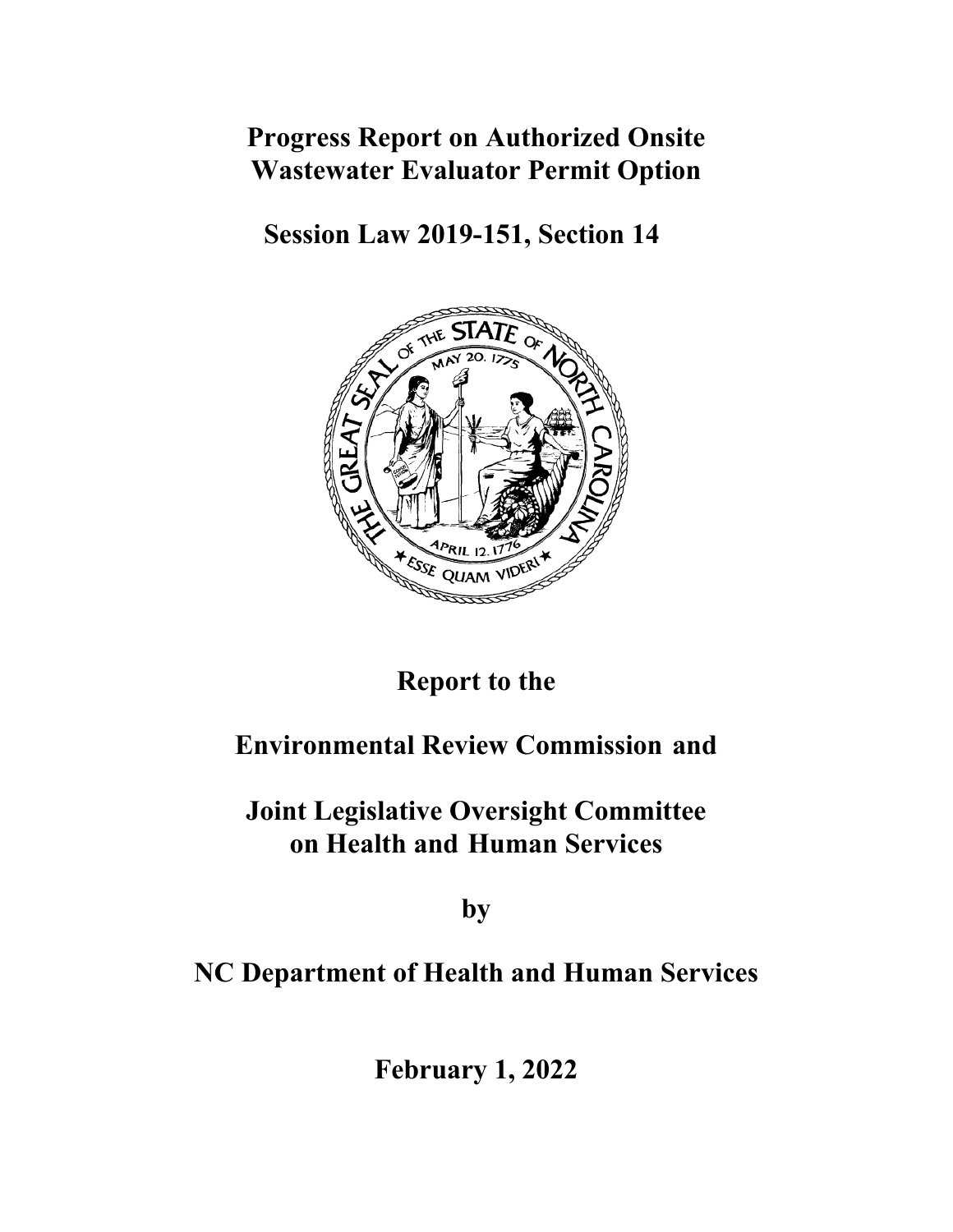# Progress Report on Authorized Onsite Wastewater Evaluator Permit Option

## Session Law 2019-151, Section 14

## Report to the

## Environmental Review Commission and

## Joint Legislative Oversight Committee on Health and Human Services

## by

## NC Department of Health and Human Services

## February 1, 2022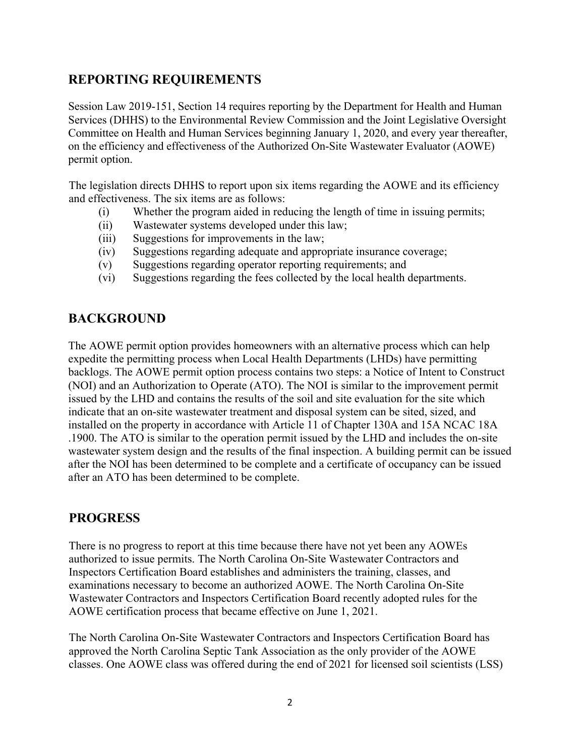## REPORTING REQUIREMENTS

Session Law 2019-151, Section 14 requires reporting by the Department for Health and Human Services (DHHS) to the Environmental Review Commission and the Joint Legislative Oversight Committee on Health and Human Services beginning January 1, 2020, and every year thereafter, on the efficiency and effectiveness of the Authorized On-Site Wastewater Evaluator (AOWE) permit option.

The legislation directs DHHS to report upon six items regarding the AOWE and its efficiency and effectiveness. The six items are as follows:

(i) Whether the program aided in reducing the length of time in issuing permits;
(ii) Wastewater systems developed under this law;
(iii) Suggestions for improvements in the law;
(iv) Suggestions regarding adequate and appropriate insurance coverage;
(v) Suggestions regarding operator reporting requirements; and
(vi) Suggestions regarding the fees collected by the local health departments.

## BACKGROUND

The AOWE permit option provides homeowners with an alternative process which can help expedite the permitting process when Local Health Departments (LHDs) have permitting backlogs. The AOWE permit option process contains two steps: a Notice of Intent to Construct (NOI) and an Authorization to Operate (ATO). The NOI is similar to the improvement permit issued by the LHD and contains the results of the soil and site evaluation for the site which indicate that an on-site wastewater treatment and disposal system can be sited, sized, and installed on the property in accordance with Article 11 of Chapter 130A and 15A NCAC 18A .1900. The ATO is similar to the operation permit issued by the LHD and includes the on-site wastewater system design and the results of the final inspection. A building permit can be issued after the NOI has been determined to be complete and a certificate of occupancy can be issued after an ATO has been determined to be complete.

## PROGRESS

There is no progress to report at this time because there have not yet been any AOWEs authorized to issue permits. The North Carolina On-Site Wastewater Contractors and Inspectors Certification Board establishes and administers the training, classes, and examinations necessary to become an authorized AOWE. The North Carolina On-Site Wastewater Contractors and Inspectors Certification Board recently adopted rules for the AOWE certification process that became effective on June 1, 2021.

The North Carolina On-Site Wastewater Contractors and Inspectors Certification Board has approved the North Carolina Septic Tank Association as the only provider of the AOWE classes. One AOWE class was offered during the end of 2021 for licensed soil scientists (LSS)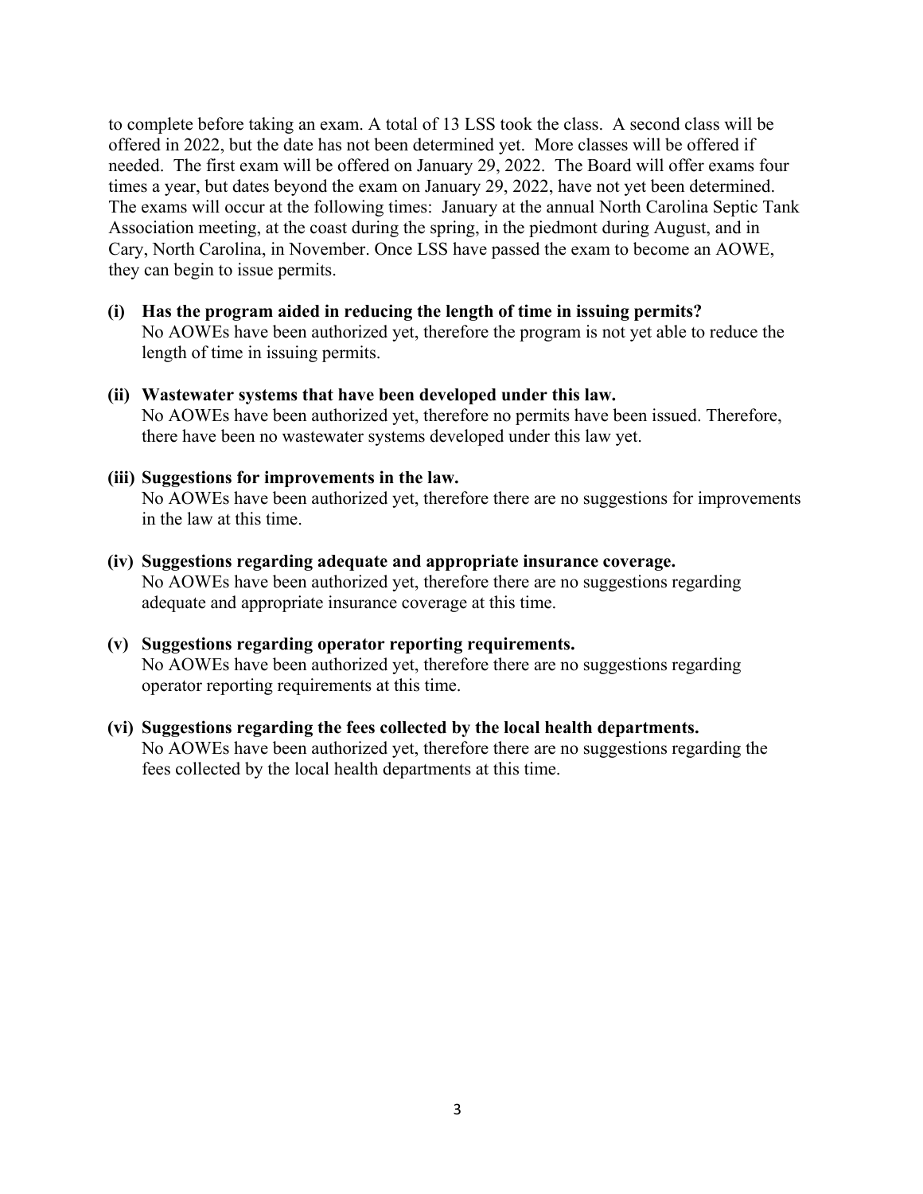to complete before taking an exam. A total of 13 LSS took the class. A second class will be offered in 2022, but the date has not been determined yet. More classes will be offered if needed. The first exam will be offered on January 29, 2022. The Board will offer exams four times a year, but dates beyond the exam on January 29, 2022, have not yet been determined. The exams will occur at the following times: January at the annual North Carolina Septic Tank Association meeting, at the coast during the spring, in the piedmont during August, and in Cary, North Carolina, in November. Once LSS have passed the exam to become an AOWE, they can begin to issue permits.

**(i) Has the program aided in reducing the length of time in issuing permits?**
No AOWEs have been authorized yet, therefore the program is not yet able to reduce the length of time in issuing permits.

**(ii) Wastewater systems that have been developed under this law.**
No AOWEs have been authorized yet, therefore no permits have been issued. Therefore, there have been no wastewater systems developed under this law yet.

**(iii) Suggestions for improvements in the law.**
No AOWEs have been authorized yet, therefore there are no suggestions for improvements in the law at this time.

**(iv) Suggestions regarding adequate and appropriate insurance coverage.**
No AOWEs have been authorized yet, therefore there are no suggestions regarding adequate and appropriate insurance coverage at this time.

**(v) Suggestions regarding operator reporting requirements.**
No AOWEs have been authorized yet, therefore there are no suggestions regarding operator reporting requirements at this time.

**(vi) Suggestions regarding the fees collected by the local health departments.**
No AOWEs have been authorized yet, therefore there are no suggestions regarding the fees collected by the local health departments at this time.